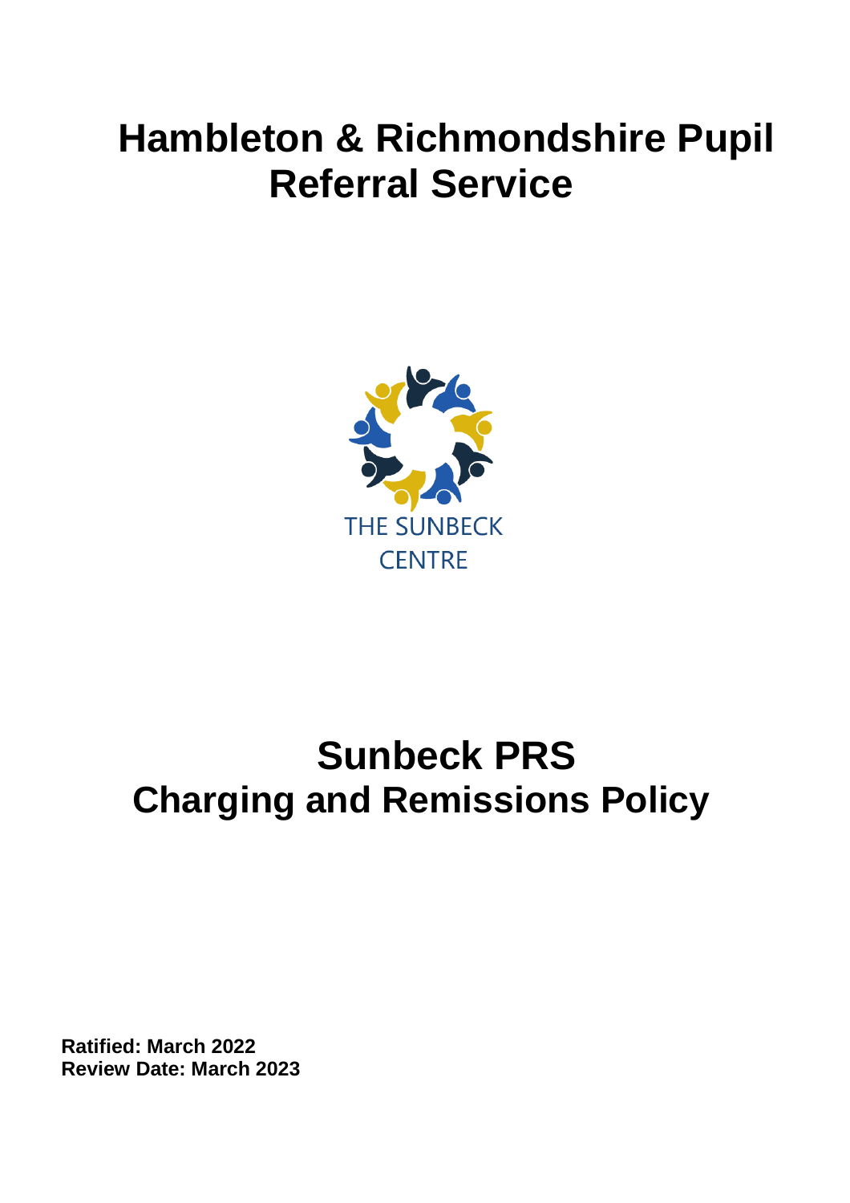# Hambleton & Richmondshire Pupil Referral Service

THE SUNBECK CENTRE

# Sunbeck PRS
# Charging and Remissions Policy

**Ratified: March 2022**
**Review Date: March 2023**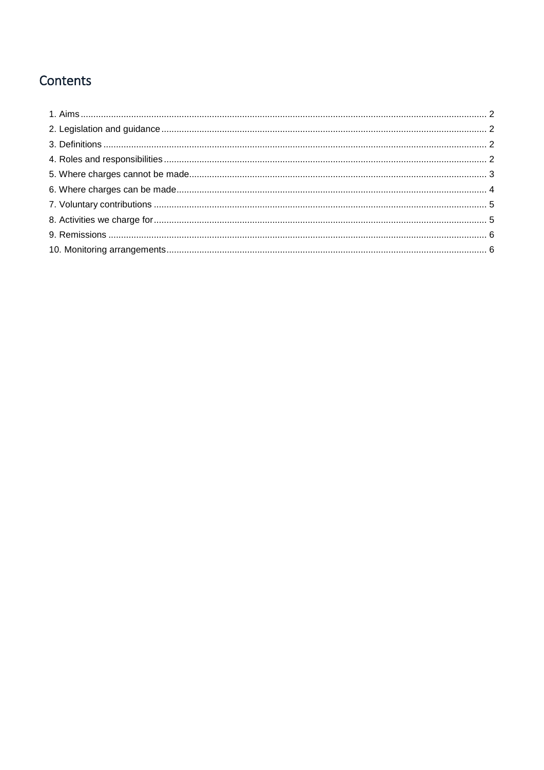## Contents

1. Aims ........ 2
2. Legislation and guidance ........ 2
3. Definitions ........ 2
4. Roles and responsibilities ........ 2
5. Where charges cannot be made ........ 3
6. Where charges can be made ........ 4
7. Voluntary contributions ........ 5
8. Activities we charge for ........ 5
9. Remissions ........ 6
10. Monitoring arrangements ........ 6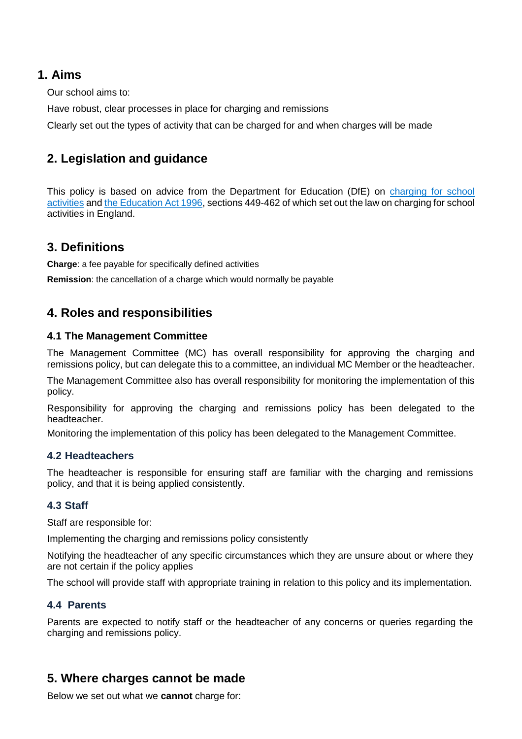## 1. Aims

Our school aims to:

Have robust, clear processes in place for charging and remissions

Clearly set out the types of activity that can be charged for and when charges will be made

## 2. Legislation and guidance

This policy is based on advice from the Department for Education (DfE) on charging for school activities and the Education Act 1996, sections 449-462 of which set out the law on charging for school activities in England.

## 3. Definitions

**Charge**: a fee payable for specifically defined activities

**Remission**: the cancellation of a charge which would normally be payable

## 4. Roles and responsibilities

### 4.1 The Management Committee

The Management Committee (MC) has overall responsibility for approving the charging and remissions policy, but can delegate this to a committee, an individual MC Member or the headteacher.

The Management Committee also has overall responsibility for monitoring the implementation of this policy.

Responsibility for approving the charging and remissions policy has been delegated to the headteacher.

Monitoring the implementation of this policy has been delegated to the Management Committee.

### 4.2 Headteachers

The headteacher is responsible for ensuring staff are familiar with the charging and remissions policy, and that it is being applied consistently.

### 4.3 Staff

Staff are responsible for:

Implementing the charging and remissions policy consistently

Notifying the headteacher of any specific circumstances which they are unsure about or where they are not certain if the policy applies

The school will provide staff with appropriate training in relation to this policy and its implementation.

### 4.4 Parents

Parents are expected to notify staff or the headteacher of any concerns or queries regarding the charging and remissions policy.

## 5. Where charges cannot be made

Below we set out what we **cannot** charge for: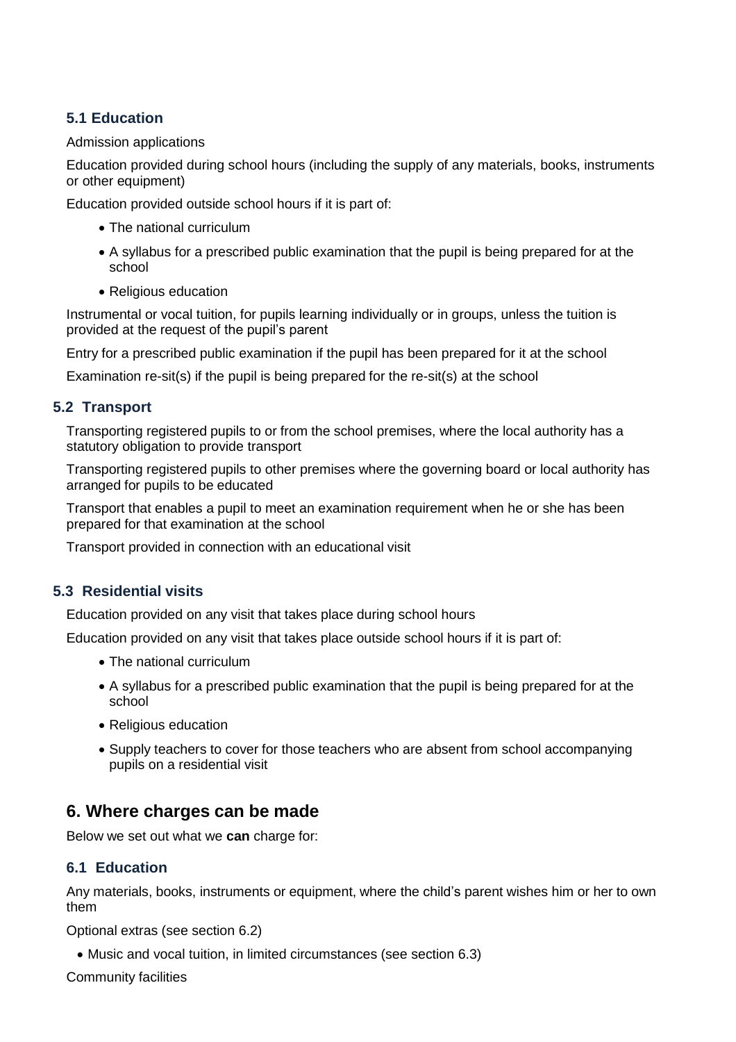### 5.1 Education

Admission applications

Education provided during school hours (including the supply of any materials, books, instruments or other equipment)

Education provided outside school hours if it is part of:

- The national curriculum
- A syllabus for a prescribed public examination that the pupil is being prepared for at the school
- Religious education

Instrumental or vocal tuition, for pupils learning individually or in groups, unless the tuition is provided at the request of the pupil's parent

Entry for a prescribed public examination if the pupil has been prepared for it at the school

Examination re-sit(s) if the pupil is being prepared for the re-sit(s) at the school

### 5.2 Transport

Transporting registered pupils to or from the school premises, where the local authority has a statutory obligation to provide transport

Transporting registered pupils to other premises where the governing board or local authority has arranged for pupils to be educated

Transport that enables a pupil to meet an examination requirement when he or she has been prepared for that examination at the school

Transport provided in connection with an educational visit

### 5.3 Residential visits

Education provided on any visit that takes place during school hours

Education provided on any visit that takes place outside school hours if it is part of:

- The national curriculum
- A syllabus for a prescribed public examination that the pupil is being prepared for at the school
- Religious education
- Supply teachers to cover for those teachers who are absent from school accompanying pupils on a residential visit

## 6. Where charges can be made

Below we set out what we **can** charge for:

### 6.1 Education

Any materials, books, instruments or equipment, where the child's parent wishes him or her to own them

Optional extras (see section 6.2)

- Music and vocal tuition, in limited circumstances (see section 6.3)

Community facilities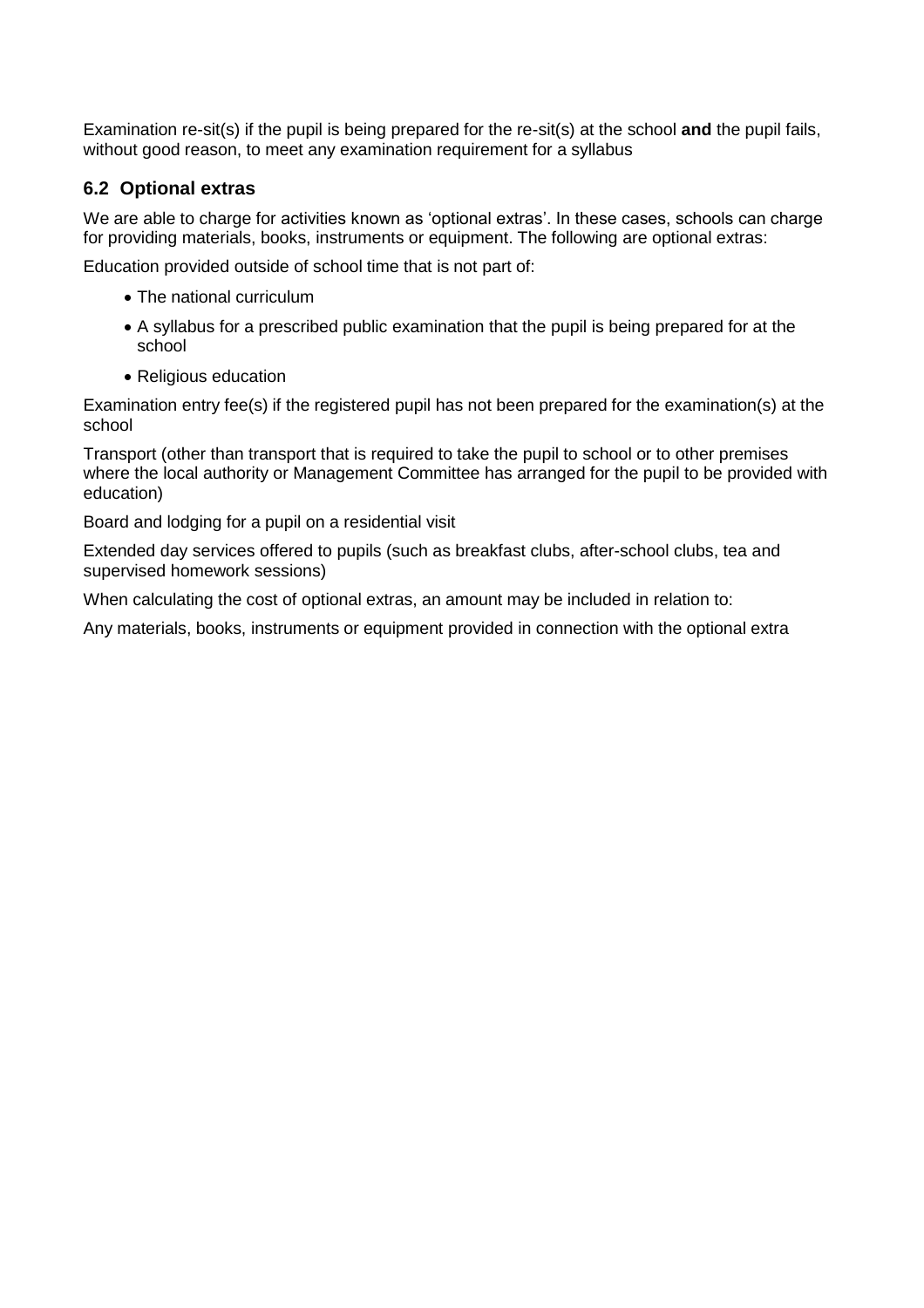Examination re-sit(s) if the pupil is being prepared for the re-sit(s) at the school **and** the pupil fails, without good reason, to meet any examination requirement for a syllabus

### 6.2 Optional extras

We are able to charge for activities known as 'optional extras'. In these cases, schools can charge for providing materials, books, instruments or equipment. The following are optional extras:

Education provided outside of school time that is not part of:

- The national curriculum
- A syllabus for a prescribed public examination that the pupil is being prepared for at the school
- Religious education

Examination entry fee(s) if the registered pupil has not been prepared for the examination(s) at the school

Transport (other than transport that is required to take the pupil to school or to other premises where the local authority or Management Committee has arranged for the pupil to be provided with education)

Board and lodging for a pupil on a residential visit

Extended day services offered to pupils (such as breakfast clubs, after-school clubs, tea and supervised homework sessions)

When calculating the cost of optional extras, an amount may be included in relation to:

Any materials, books, instruments or equipment provided in connection with the optional extra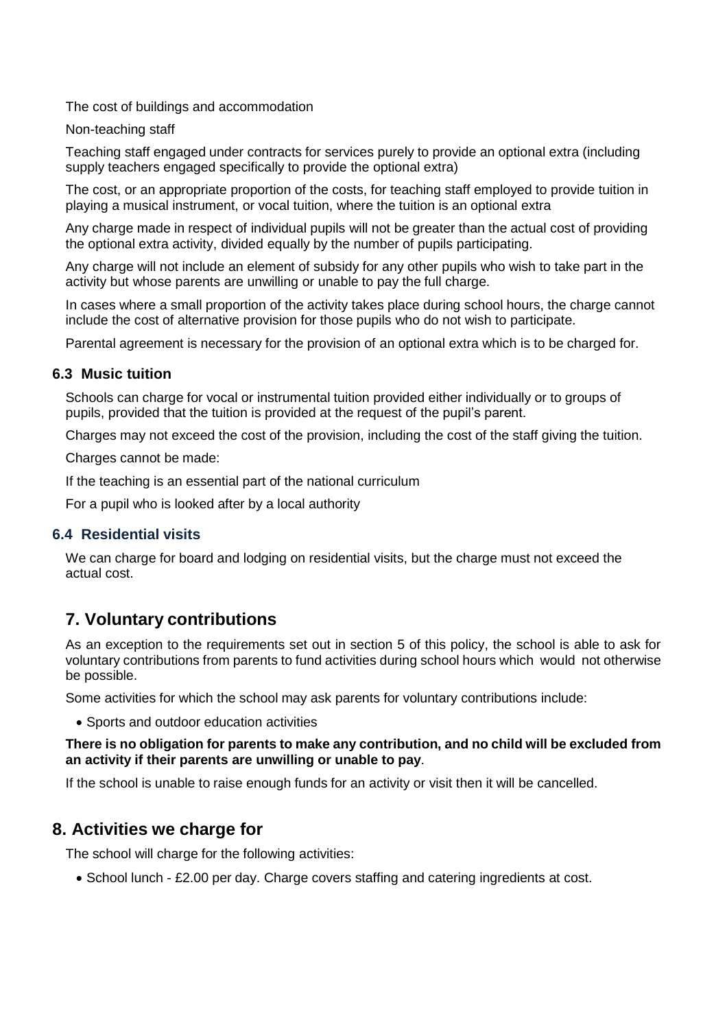The cost of buildings and accommodation

Non-teaching staff

Teaching staff engaged under contracts for services purely to provide an optional extra (including supply teachers engaged specifically to provide the optional extra)

The cost, or an appropriate proportion of the costs, for teaching staff employed to provide tuition in playing a musical instrument, or vocal tuition, where the tuition is an optional extra

Any charge made in respect of individual pupils will not be greater than the actual cost of providing the optional extra activity, divided equally by the number of pupils participating.

Any charge will not include an element of subsidy for any other pupils who wish to take part in the activity but whose parents are unwilling or unable to pay the full charge.

In cases where a small proportion of the activity takes place during school hours, the charge cannot include the cost of alternative provision for those pupils who do not wish to participate.

Parental agreement is necessary for the provision of an optional extra which is to be charged for.

### 6.3 Music tuition

Schools can charge for vocal or instrumental tuition provided either individually or to groups of pupils, provided that the tuition is provided at the request of the pupil's parent.

Charges may not exceed the cost of the provision, including the cost of the staff giving the tuition.

Charges cannot be made:

If the teaching is an essential part of the national curriculum

For a pupil who is looked after by a local authority

### 6.4 Residential visits

We can charge for board and lodging on residential visits, but the charge must not exceed the actual cost.

## 7. Voluntary contributions

As an exception to the requirements set out in section 5 of this policy, the school is able to ask for voluntary contributions from parents to fund activities during school hours which would not otherwise be possible.

Some activities for which the school may ask parents for voluntary contributions include:

- Sports and outdoor education activities

**There is no obligation for parents to make any contribution, and no child will be excluded from an activity if their parents are unwilling or unable to pay**.

If the school is unable to raise enough funds for an activity or visit then it will be cancelled.

## 8. Activities we charge for

The school will charge for the following activities:

- School lunch - £2.00 per day. Charge covers staffing and catering ingredients at cost.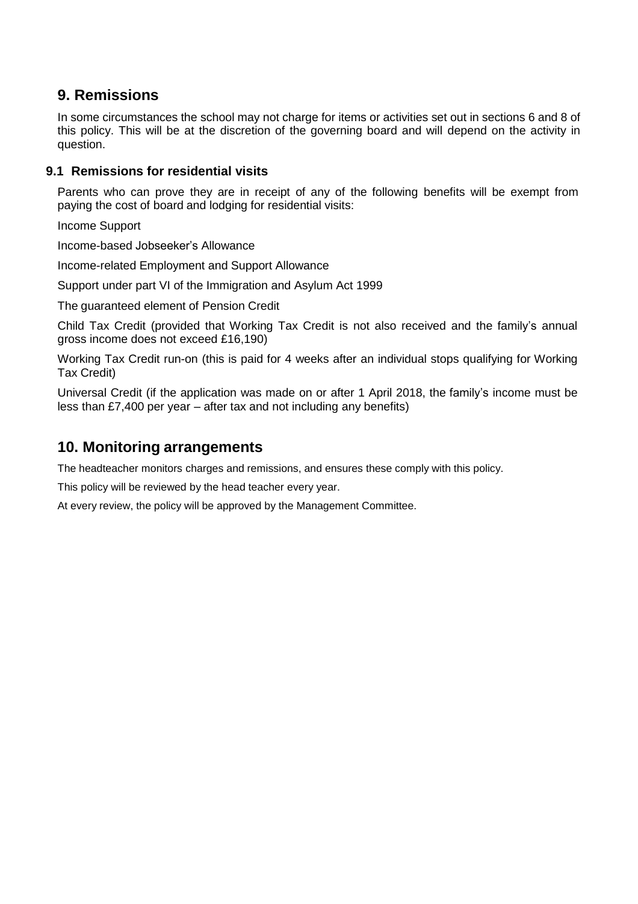## 9. Remissions

In some circumstances the school may not charge for items or activities set out in sections 6 and 8 of this policy. This will be at the discretion of the governing board and will depend on the activity in question.

### 9.1 Remissions for residential visits

Parents who can prove they are in receipt of any of the following benefits will be exempt from paying the cost of board and lodging for residential visits:

Income Support

Income-based Jobseeker's Allowance

Income-related Employment and Support Allowance

Support under part VI of the Immigration and Asylum Act 1999

The guaranteed element of Pension Credit

Child Tax Credit (provided that Working Tax Credit is not also received and the family's annual gross income does not exceed £16,190)

Working Tax Credit run-on (this is paid for 4 weeks after an individual stops qualifying for Working Tax Credit)

Universal Credit (if the application was made on or after 1 April 2018, the family's income must be less than £7,400 per year – after tax and not including any benefits)

## 10. Monitoring arrangements

The headteacher monitors charges and remissions, and ensures these comply with this policy.

This policy will be reviewed by the head teacher every year.

At every review, the policy will be approved by the Management Committee.